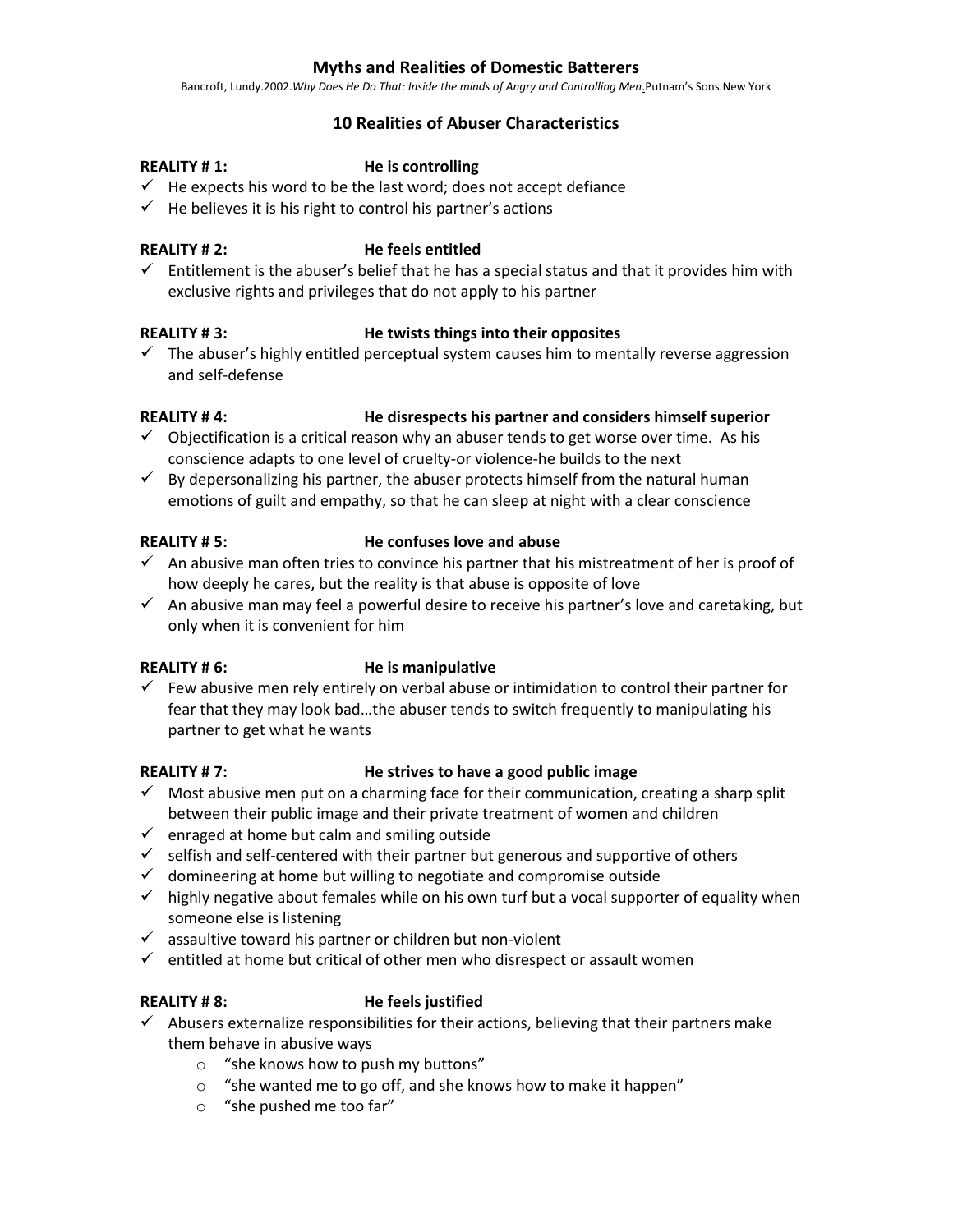# Myths and Realities of Domestic Batterers

Bancroft, Lundy.2002.*Why Does He Do That: Inside the minds of Angry and Controlling Men*.Putnam's Sons.New York

## 10 Realities of Abuser Characteristics

**REALITY # 1: He is controlling**

- ✓ He expects his word to be the last word; does not accept defiance
- ✓ He believes it is his right to control his partner's actions

**REALITY # 2: He feels entitled**

- ✓ Entitlement is the abuser's belief that he has a special status and that it provides him with exclusive rights and privileges that do not apply to his partner

**REALITY # 3: He twists things into their opposites**

- ✓ The abuser's highly entitled perceptual system causes him to mentally reverse aggression and self-defense

**REALITY # 4: He disrespects his partner and considers himself superior**

- ✓ Objectification is a critical reason why an abuser tends to get worse over time. As his conscience adapts to one level of cruelty-or violence-he builds to the next
- ✓ By depersonalizing his partner, the abuser protects himself from the natural human emotions of guilt and empathy, so that he can sleep at night with a clear conscience

**REALITY # 5: He confuses love and abuse**

- ✓ An abusive man often tries to convince his partner that his mistreatment of her is proof of how deeply he cares, but the reality is that abuse is opposite of love
- ✓ An abusive man may feel a powerful desire to receive his partner's love and caretaking, but only when it is convenient for him

**REALITY # 6: He is manipulative**

- ✓ Few abusive men rely entirely on verbal abuse or intimidation to control their partner for fear that they may look bad…the abuser tends to switch frequently to manipulating his partner to get what he wants

**REALITY # 7: He strives to have a good public image**

- ✓ Most abusive men put on a charming face for their communication, creating a sharp split between their public image and their private treatment of women and children
- ✓ enraged at home but calm and smiling outside
- ✓ selfish and self-centered with their partner but generous and supportive of others
- ✓ domineering at home but willing to negotiate and compromise outside
- ✓ highly negative about females while on his own turf but a vocal supporter of equality when someone else is listening
- ✓ assaultive toward his partner or children but non-violent
- ✓ entitled at home but critical of other men who disrespect or assault women

**REALITY # 8: He feels justified**

- ✓ Abusers externalize responsibilities for their actions, believing that their partners make them behave in abusive ways
  - "she knows how to push my buttons"
  - "she wanted me to go off, and she knows how to make it happen"
  - "she pushed me too far"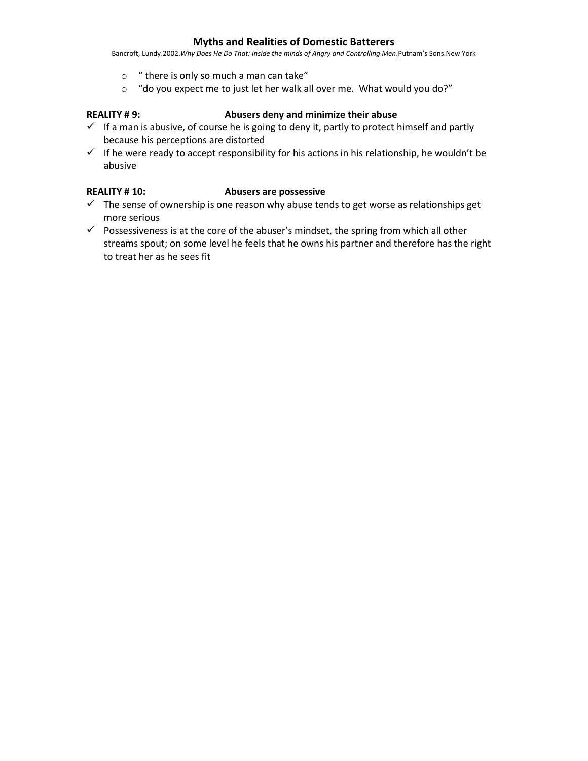- " there is only so much a man can take"
- "do you expect me to just let her walk all over me.  What would you do?"

**REALITY # 9: Abusers deny and minimize their abuse**

- ✓ If a man is abusive, of course he is going to deny it, partly to protect himself and partly because his perceptions are distorted
- ✓ If he were ready to accept responsibility for his actions in his relationship, he wouldn't be abusive

**REALITY # 10: Abusers are possessive**

- ✓ The sense of ownership is one reason why abuse tends to get worse as relationships get more serious
- ✓ Possessiveness is at the core of the abuser's mindset, the spring from which all other streams spout; on some level he feels that he owns his partner and therefore has the right to treat her as he sees fit